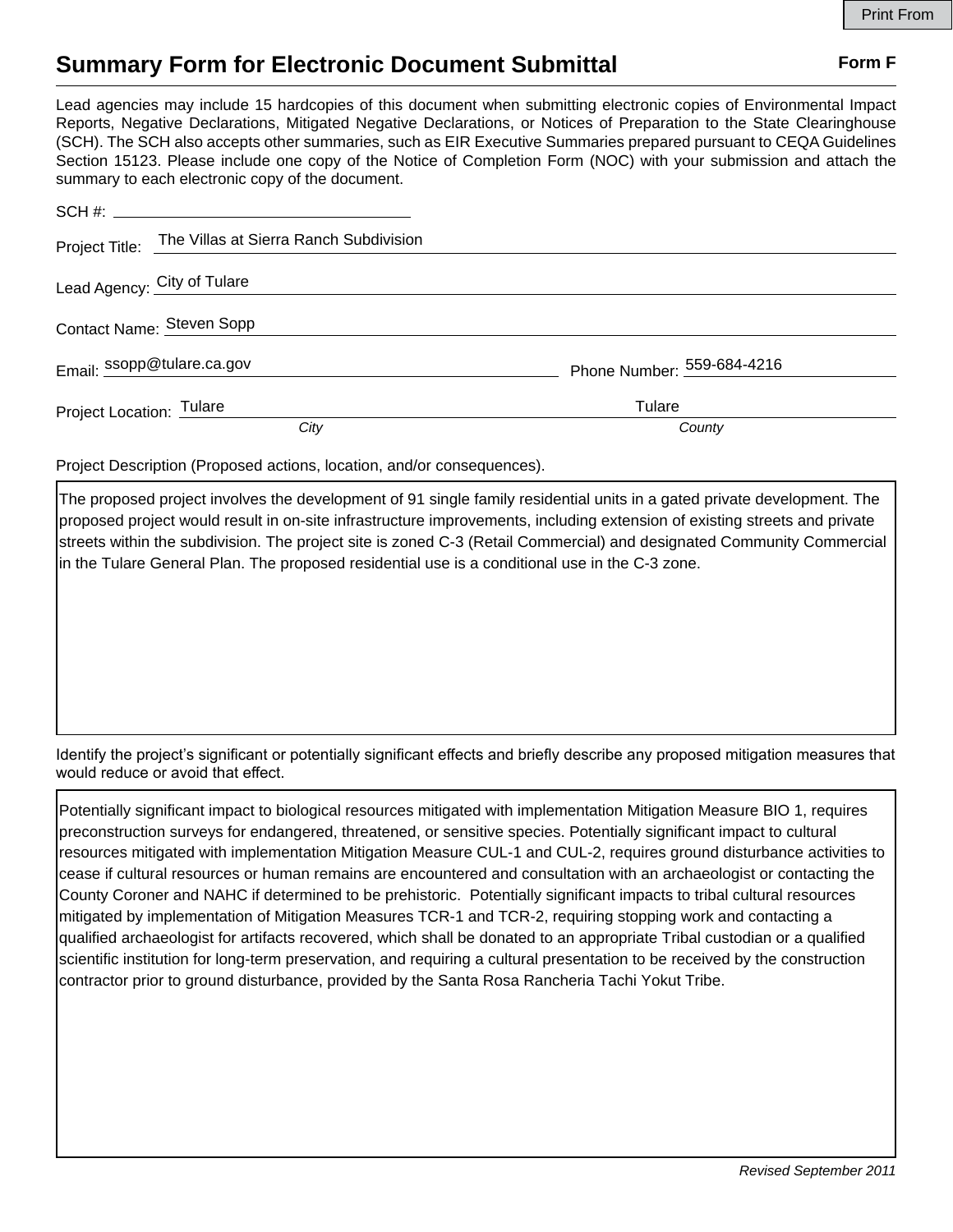Print From

# Summary Form for Electronic Document Submittal

**Form F**

Lead agencies may include 15 hardcopies of this document when submitting electronic copies of Environmental Impact Reports, Negative Declarations, Mitigated Negative Declarations, or Notices of Preparation to the State Clearinghouse (SCH). The SCH also accepts other summaries, such as EIR Executive Summaries prepared pursuant to CEQA Guidelines Section 15123. Please include one copy of the Notice of Completion Form (NOC) with your submission and attach the summary to each electronic copy of the document.

SCH #: ____________________

Project Title: The Villas at Sierra Ranch Subdivision

Lead Agency: City of Tulare

Contact Name: Steven Sopp

Email: ssopp@tulare.ca.gov

Phone Number: 559-684-4216

Project Location: Tulare (*City*) Tulare (*County*)

Project Description (Proposed actions, location, and/or consequences).

The proposed project involves the development of 91 single family residential units in a gated private development. The proposed project would result in on-site infrastructure improvements, including extension of existing streets and private streets within the subdivision. The project site is zoned C-3 (Retail Commercial) and designated Community Commercial in the Tulare General Plan. The proposed residential use is a conditional use in the C-3 zone.

Identify the project's significant or potentially significant effects and briefly describe any proposed mitigation measures that would reduce or avoid that effect.

Potentially significant impact to biological resources mitigated with implementation Mitigation Measure BIO 1, requires preconstruction surveys for endangered, threatened, or sensitive species. Potentially significant impact to cultural resources mitigated with implementation Mitigation Measure CUL-1 and CUL-2, requires ground disturbance activities to cease if cultural resources or human remains are encountered and consultation with an archaeologist or contacting the County Coroner and NAHC if determined to be prehistoric. Potentially significant impacts to tribal cultural resources mitigated by implementation of Mitigation Measures TCR-1 and TCR-2, requiring stopping work and contacting a qualified archaeologist for artifacts recovered, which shall be donated to an appropriate Tribal custodian or a qualified scientific institution for long-term preservation, and requiring a cultural presentation to be received by the construction contractor prior to ground disturbance, provided by the Santa Rosa Rancheria Tachi Yokut Tribe.

*Revised September 2011*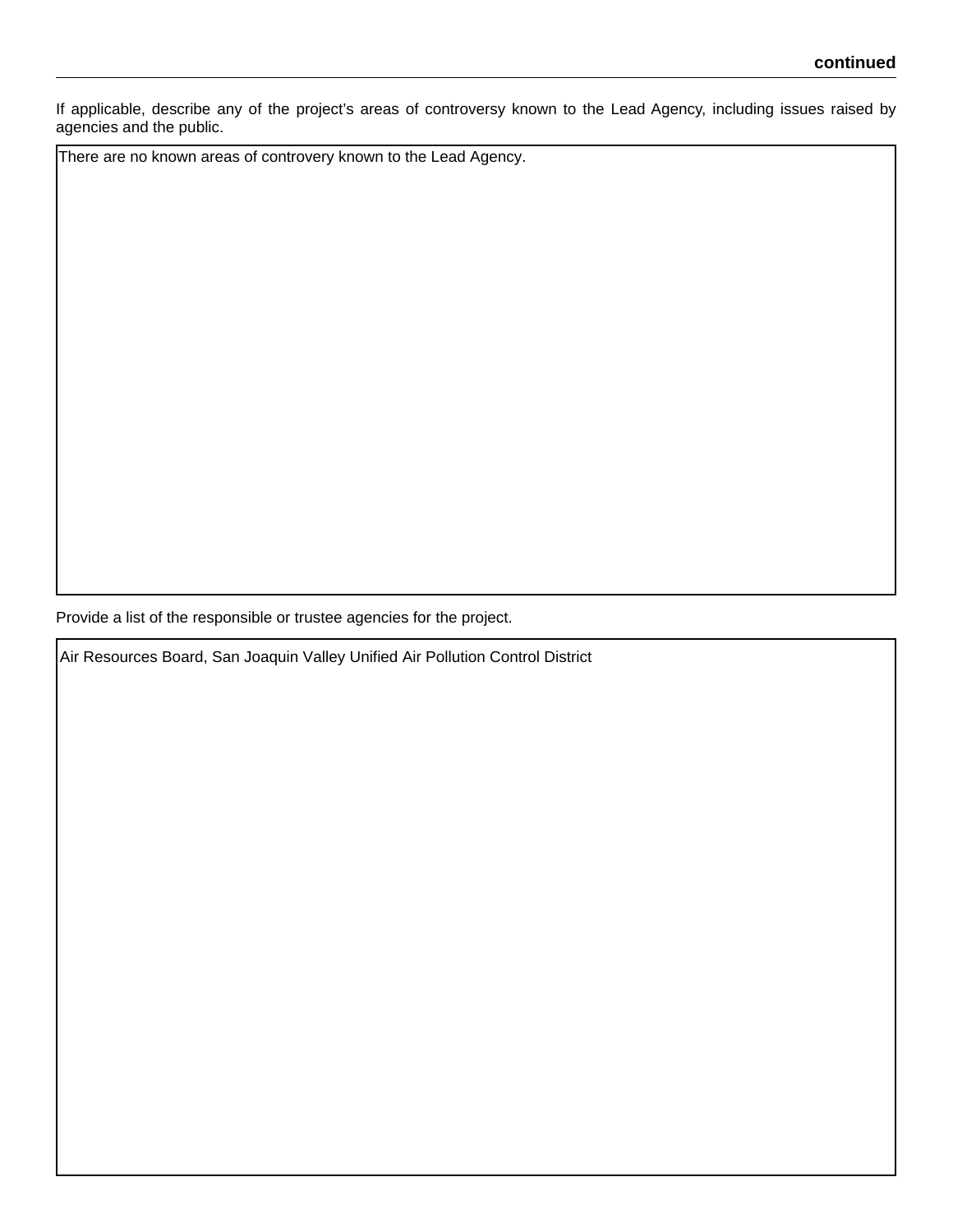**continued**

If applicable, describe any of the project's areas of controversy known to the Lead Agency, including issues raised by agencies and the public.

There are no known areas of controvery known to the Lead Agency.

Provide a list of the responsible or trustee agencies for the project.

Air Resources Board, San Joaquin Valley Unified Air Pollution Control District